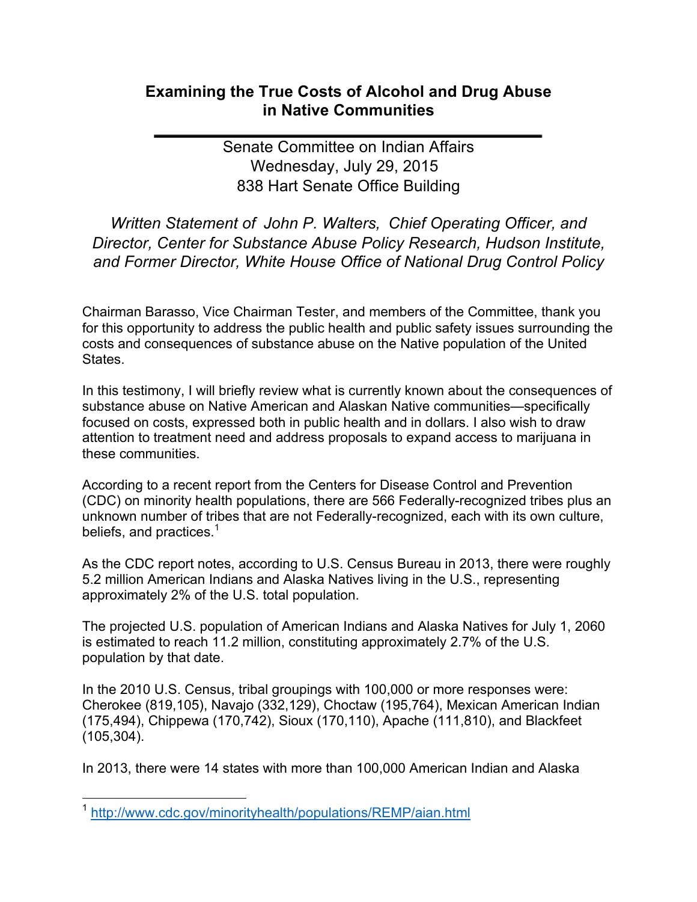# Examining the True Costs of Alcohol and Drug Abuse in Native Communities

Senate Committee on Indian Affairs
Wednesday, July 29, 2015
838 Hart Senate Office Building

*Written Statement of John P. Walters, Chief Operating Officer, and Director, Center for Substance Abuse Policy Research, Hudson Institute, and Former Director, White House Office of National Drug Control Policy*

Chairman Barasso, Vice Chairman Tester, and members of the Committee, thank you for this opportunity to address the public health and public safety issues surrounding the costs and consequences of substance abuse on the Native population of the United States.

In this testimony, I will briefly review what is currently known about the consequences of substance abuse on Native American and Alaskan Native communities—specifically focused on costs, expressed both in public health and in dollars. I also wish to draw attention to treatment need and address proposals to expand access to marijuana in these communities.

According to a recent report from the Centers for Disease Control and Prevention (CDC) on minority health populations, there are 566 Federally-recognized tribes plus an unknown number of tribes that are not Federally-recognized, each with its own culture, beliefs, and practices.[1]

As the CDC report notes, according to U.S. Census Bureau in 2013, there were roughly 5.2 million American Indians and Alaska Natives living in the U.S., representing approximately 2% of the U.S. total population.

The projected U.S. population of American Indians and Alaska Natives for July 1, 2060 is estimated to reach 11.2 million, constituting approximately 2.7% of the U.S. population by that date.

In the 2010 U.S. Census, tribal groupings with 100,000 or more responses were: Cherokee (819,105), Navajo (332,129), Choctaw (195,764), Mexican American Indian (175,494), Chippewa (170,742), Sioux (170,110), Apache (111,810), and Blackfeet (105,304).

In 2013, there were 14 states with more than 100,000 American Indian and Alaska

[1] http://www.cdc.gov/minorityhealth/populations/REMP/aian.html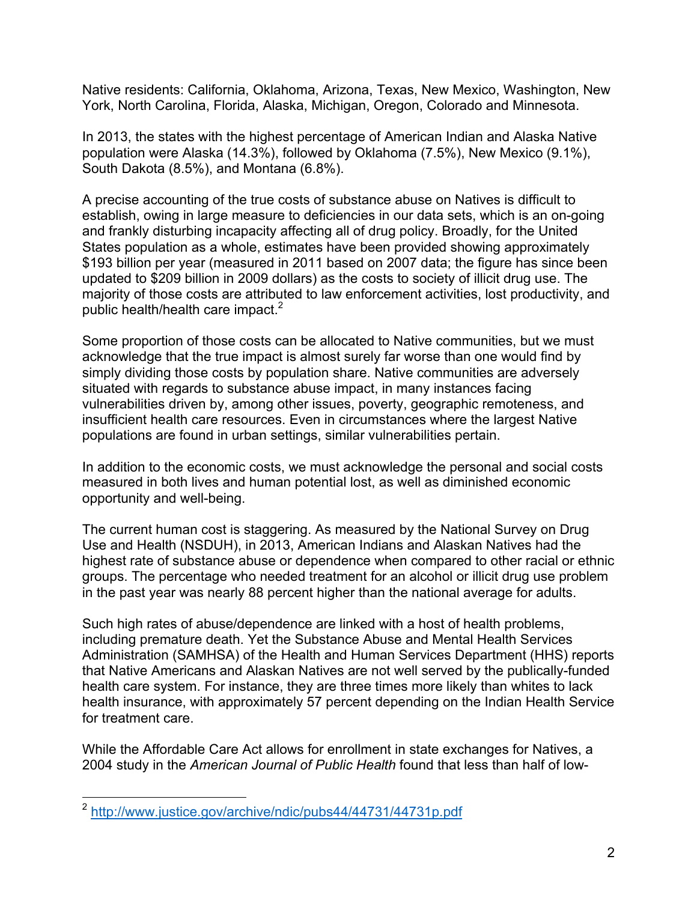Native residents: California, Oklahoma, Arizona, Texas, New Mexico, Washington, New York, North Carolina, Florida, Alaska, Michigan, Oregon, Colorado and Minnesota.

In 2013, the states with the highest percentage of American Indian and Alaska Native population were Alaska (14.3%), followed by Oklahoma (7.5%), New Mexico (9.1%), South Dakota (8.5%), and Montana (6.8%).

A precise accounting of the true costs of substance abuse on Natives is difficult to establish, owing in large measure to deficiencies in our data sets, which is an on-going and frankly disturbing incapacity affecting all of drug policy. Broadly, for the United States population as a whole, estimates have been provided showing approximately $193 billion per year (measured in 2011 based on 2007 data; the figure has since been updated to $209 billion in 2009 dollars) as the costs to society of illicit drug use. The majority of those costs are attributed to law enforcement activities, lost productivity, and public health/health care impact.[2]

Some proportion of those costs can be allocated to Native communities, but we must acknowledge that the true impact is almost surely far worse than one would find by simply dividing those costs by population share. Native communities are adversely situated with regards to substance abuse impact, in many instances facing vulnerabilities driven by, among other issues, poverty, geographic remoteness, and insufficient health care resources. Even in circumstances where the largest Native populations are found in urban settings, similar vulnerabilities pertain.

In addition to the economic costs, we must acknowledge the personal and social costs measured in both lives and human potential lost, as well as diminished economic opportunity and well-being.

The current human cost is staggering. As measured by the National Survey on Drug Use and Health (NSDUH), in 2013, American Indians and Alaskan Natives had the highest rate of substance abuse or dependence when compared to other racial or ethnic groups. The percentage who needed treatment for an alcohol or illicit drug use problem in the past year was nearly 88 percent higher than the national average for adults.

Such high rates of abuse/dependence are linked with a host of health problems, including premature death. Yet the Substance Abuse and Mental Health Services Administration (SAMHSA) of the Health and Human Services Department (HHS) reports that Native Americans and Alaskan Natives are not well served by the publically-funded health care system. For instance, they are three times more likely than whites to lack health insurance, with approximately 57 percent depending on the Indian Health Service for treatment care.

While the Affordable Care Act allows for enrollment in state exchanges for Natives, a 2004 study in the *American Journal of Public Health* found that less than half of low-

---

[2] http://www.justice.gov/archive/ndic/pubs44/44731/44731p.pdf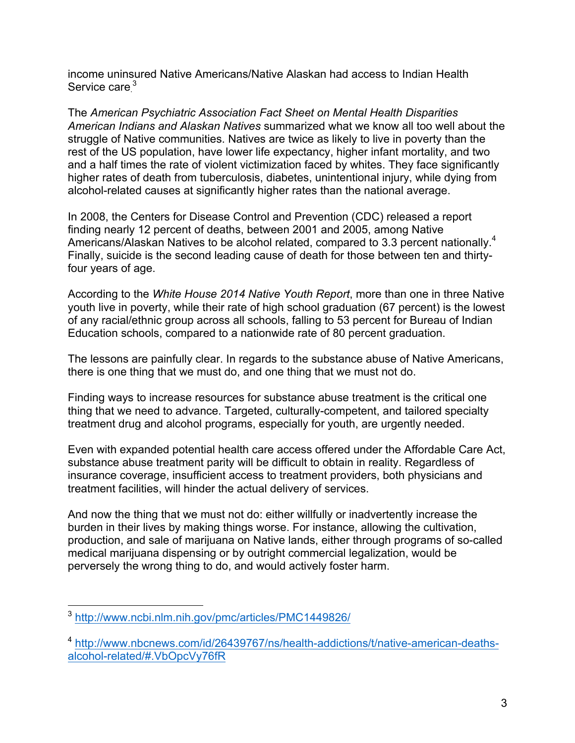income uninsured Native Americans/Native Alaskan had access to Indian Health Service care.[3]

The *American Psychiatric Association Fact Sheet on Mental Health Disparities American Indians and Alaskan Natives* summarized what we know all too well about the struggle of Native communities. Natives are twice as likely to live in poverty than the rest of the US population, have lower life expectancy, higher infant mortality, and two and a half times the rate of violent victimization faced by whites. They face significantly higher rates of death from tuberculosis, diabetes, unintentional injury, while dying from alcohol-related causes at significantly higher rates than the national average.

In 2008, the Centers for Disease Control and Prevention (CDC) released a report finding nearly 12 percent of deaths, between 2001 and 2005, among Native Americans/Alaskan Natives to be alcohol related, compared to 3.3 percent nationally.[4] Finally, suicide is the second leading cause of death for those between ten and thirty-four years of age.

According to the *White House 2014 Native Youth Report*, more than one in three Native youth live in poverty, while their rate of high school graduation (67 percent) is the lowest of any racial/ethnic group across all schools, falling to 53 percent for Bureau of Indian Education schools, compared to a nationwide rate of 80 percent graduation.

The lessons are painfully clear. In regards to the substance abuse of Native Americans, there is one thing that we must do, and one thing that we must not do.

Finding ways to increase resources for substance abuse treatment is the critical one thing that we need to advance. Targeted, culturally-competent, and tailored specialty treatment drug and alcohol programs, especially for youth, are urgently needed.

Even with expanded potential health care access offered under the Affordable Care Act, substance abuse treatment parity will be difficult to obtain in reality. Regardless of insurance coverage, insufficient access to treatment providers, both physicians and treatment facilities, will hinder the actual delivery of services.

And now the thing that we must not do: either willfully or inadvertently increase the burden in their lives by making things worse. For instance, allowing the cultivation, production, and sale of marijuana on Native lands, either through programs of so-called medical marijuana dispensing or by outright commercial legalization, would be perversely the wrong thing to do, and would actively foster harm.

---

[3] http://www.ncbi.nlm.nih.gov/pmc/articles/PMC1449826/

[4] http://www.nbcnews.com/id/26439767/ns/health-addictions/t/native-american-deaths-alcohol-related/#.VbOpcVy76fR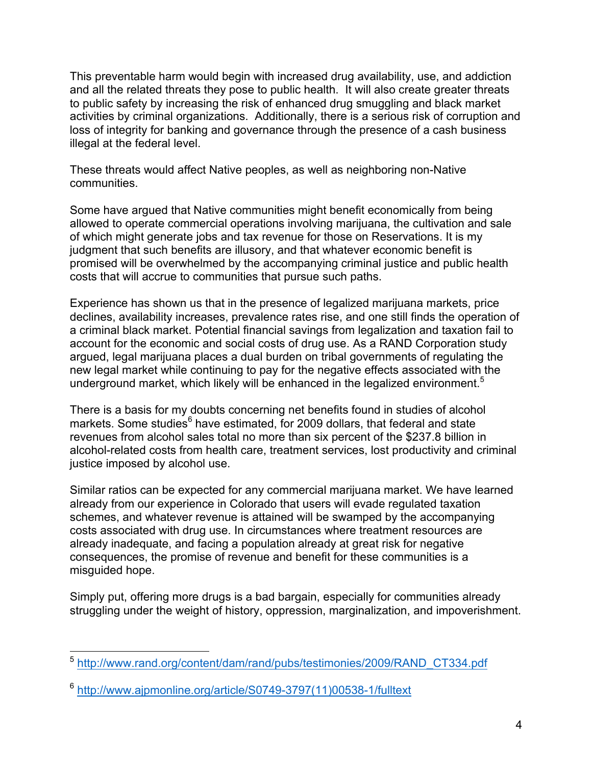This preventable harm would begin with increased drug availability, use, and addiction and all the related threats they pose to public health. It will also create greater threats to public safety by increasing the risk of enhanced drug smuggling and black market activities by criminal organizations. Additionally, there is a serious risk of corruption and loss of integrity for banking and governance through the presence of a cash business illegal at the federal level.

These threats would affect Native peoples, as well as neighboring non-Native communities.

Some have argued that Native communities might benefit economically from being allowed to operate commercial operations involving marijuana, the cultivation and sale of which might generate jobs and tax revenue for those on Reservations. It is my judgment that such benefits are illusory, and that whatever economic benefit is promised will be overwhelmed by the accompanying criminal justice and public health costs that will accrue to communities that pursue such paths.

Experience has shown us that in the presence of legalized marijuana markets, price declines, availability increases, prevalence rates rise, and one still finds the operation of a criminal black market. Potential financial savings from legalization and taxation fail to account for the economic and social costs of drug use. As a RAND Corporation study argued, legal marijuana places a dual burden on tribal governments of regulating the new legal market while continuing to pay for the negative effects associated with the underground market, which likely will be enhanced in the legalized environment.[5]

There is a basis for my doubts concerning net benefits found in studies of alcohol markets. Some studies[6] have estimated, for 2009 dollars, that federal and state revenues from alcohol sales total no more than six percent of the $237.8 billion in alcohol-related costs from health care, treatment services, lost productivity and criminal justice imposed by alcohol use.

Similar ratios can be expected for any commercial marijuana market. We have learned already from our experience in Colorado that users will evade regulated taxation schemes, and whatever revenue is attained will be swamped by the accompanying costs associated with drug use. In circumstances where treatment resources are already inadequate, and facing a population already at great risk for negative consequences, the promise of revenue and benefit for these communities is a misguided hope.

Simply put, offering more drugs is a bad bargain, especially for communities already struggling under the weight of history, oppression, marginalization, and impoverishment.

---

[5] http://www.rand.org/content/dam/rand/pubs/testimonies/2009/RAND_CT334.pdf

[6] http://www.ajpmonline.org/article/S0749-3797(11)00538-1/fulltext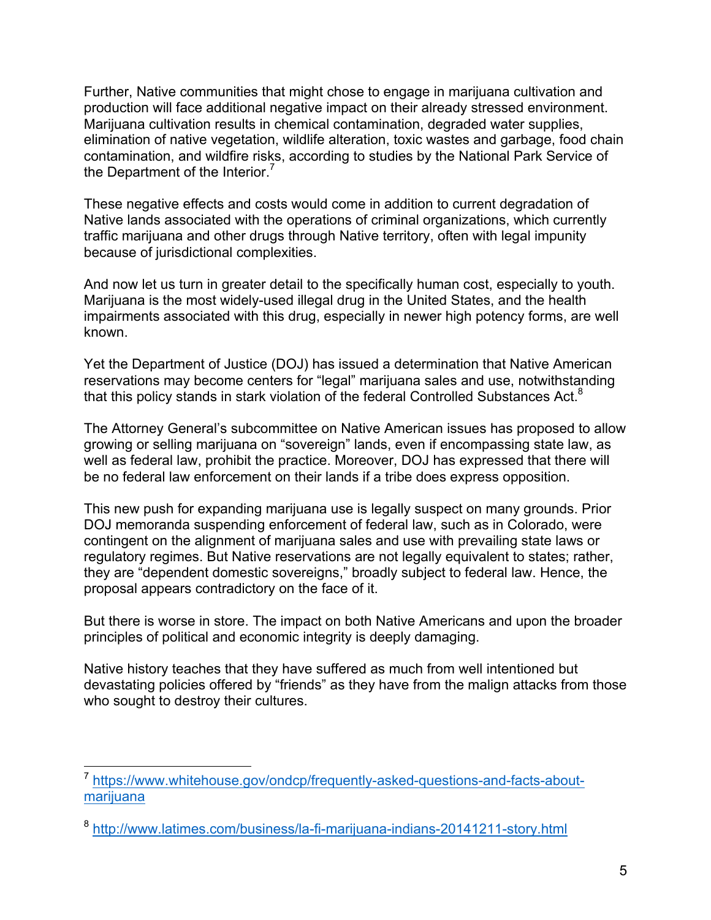Further, Native communities that might chose to engage in marijuana cultivation and production will face additional negative impact on their already stressed environment. Marijuana cultivation results in chemical contamination, degraded water supplies, elimination of native vegetation, wildlife alteration, toxic wastes and garbage, food chain contamination, and wildfire risks, according to studies by the National Park Service of the Department of the Interior.[7]

These negative effects and costs would come in addition to current degradation of Native lands associated with the operations of criminal organizations, which currently traffic marijuana and other drugs through Native territory, often with legal impunity because of jurisdictional complexities.

And now let us turn in greater detail to the specifically human cost, especially to youth. Marijuana is the most widely-used illegal drug in the United States, and the health impairments associated with this drug, especially in newer high potency forms, are well known.

Yet the Department of Justice (DOJ) has issued a determination that Native American reservations may become centers for "legal" marijuana sales and use, notwithstanding that this policy stands in stark violation of the federal Controlled Substances Act.[8]

The Attorney General's subcommittee on Native American issues has proposed to allow growing or selling marijuana on "sovereign" lands, even if encompassing state law, as well as federal law, prohibit the practice. Moreover, DOJ has expressed that there will be no federal law enforcement on their lands if a tribe does express opposition.

This new push for expanding marijuana use is legally suspect on many grounds. Prior DOJ memoranda suspending enforcement of federal law, such as in Colorado, were contingent on the alignment of marijuana sales and use with prevailing state laws or regulatory regimes. But Native reservations are not legally equivalent to states; rather, they are "dependent domestic sovereigns," broadly subject to federal law. Hence, the proposal appears contradictory on the face of it.

But there is worse in store. The impact on both Native Americans and upon the broader principles of political and economic integrity is deeply damaging.

Native history teaches that they have suffered as much from well intentioned but devastating policies offered by "friends" as they have from the malign attacks from those who sought to destroy their cultures.

---

[7] https://www.whitehouse.gov/ondcp/frequently-asked-questions-and-facts-about-marijuana

[8] http://www.latimes.com/business/la-fi-marijuana-indians-20141211-story.html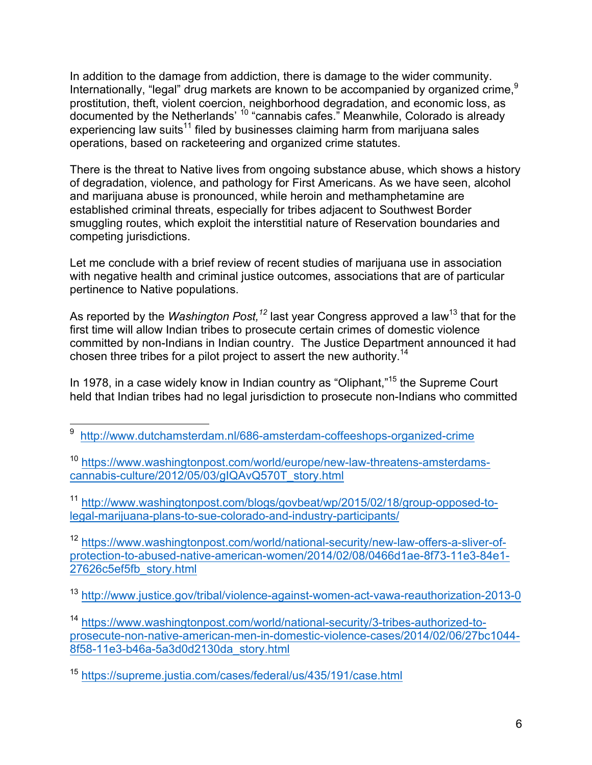In addition to the damage from addiction, there is damage to the wider community. Internationally, "legal" drug markets are known to be accompanied by organized crime,[9] prostitution, theft, violent coercion, neighborhood degradation, and economic loss, as documented by the Netherlands' [10] "cannabis cafes." Meanwhile, Colorado is already experiencing law suits[11] filed by businesses claiming harm from marijuana sales operations, based on racketeering and organized crime statutes.

There is the threat to Native lives from ongoing substance abuse, which shows a history of degradation, violence, and pathology for First Americans. As we have seen, alcohol and marijuana abuse is pronounced, while heroin and methamphetamine are established criminal threats, especially for tribes adjacent to Southwest Border smuggling routes, which exploit the interstitial nature of Reservation boundaries and competing jurisdictions.

Let me conclude with a brief review of recent studies of marijuana use in association with negative health and criminal justice outcomes, associations that are of particular pertinence to Native populations.

As reported by the *Washington Post,*[12] last year Congress approved a law[13] that for the first time will allow Indian tribes to prosecute certain crimes of domestic violence committed by non-Indians in Indian country. The Justice Department announced it had chosen three tribes for a pilot project to assert the new authority.[14]

In 1978, in a case widely know in Indian country as "Oliphant,"[15] the Supreme Court held that Indian tribes had no legal jurisdiction to prosecute non-Indians who committed

---

[9] http://www.dutchamsterdam.nl/686-amsterdam-coffeeshops-organized-crime

[10] https://www.washingtonpost.com/world/europe/new-law-threatens-amsterdams-cannabis-culture/2012/05/03/gIQAvQ570T_story.html

[11] http://www.washingtonpost.com/blogs/govbeat/wp/2015/02/18/group-opposed-to-legal-marijuana-plans-to-sue-colorado-and-industry-participants/

[12] https://www.washingtonpost.com/world/national-security/new-law-offers-a-sliver-of-protection-to-abused-native-american-women/2014/02/08/0466d1ae-8f73-11e3-84e1-27626c5ef5fb_story.html

[13] http://www.justice.gov/tribal/violence-against-women-act-vawa-reauthorization-2013-0

[14] https://www.washingtonpost.com/world/national-security/3-tribes-authorized-to-prosecute-non-native-american-men-in-domestic-violence-cases/2014/02/06/27bc1044-8f58-11e3-b46a-5a3d0d2130da_story.html

[15] https://supreme.justia.com/cases/federal/us/435/191/case.html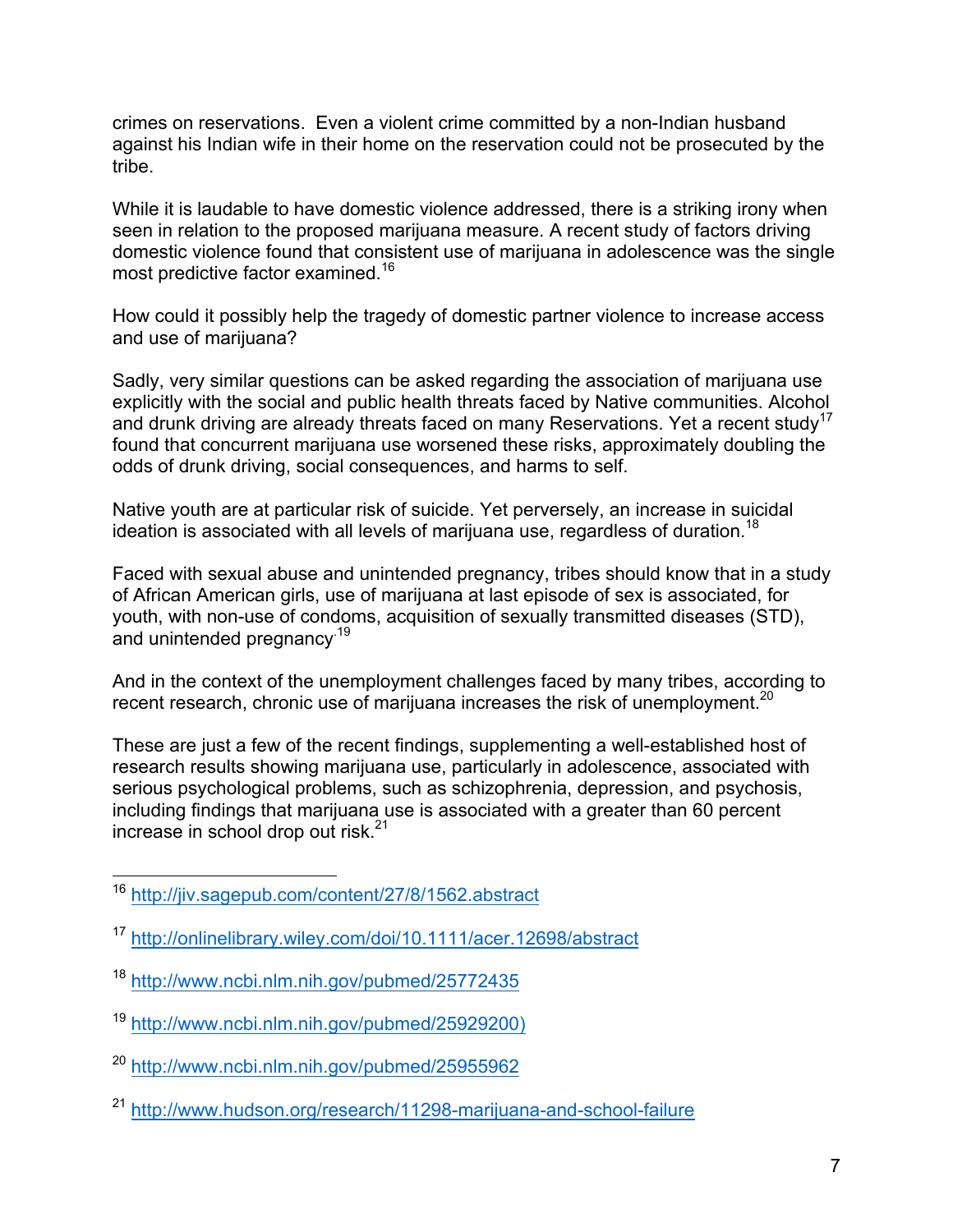crimes on reservations. Even a violent crime committed by a non-Indian husband against his Indian wife in their home on the reservation could not be prosecuted by the tribe.

While it is laudable to have domestic violence addressed, there is a striking irony when seen in relation to the proposed marijuana measure. A recent study of factors driving domestic violence found that consistent use of marijuana in adolescence was the single most predictive factor examined.[16]

How could it possibly help the tragedy of domestic partner violence to increase access and use of marijuana?

Sadly, very similar questions can be asked regarding the association of marijuana use explicitly with the social and public health threats faced by Native communities. Alcohol and drunk driving are already threats faced on many Reservations. Yet a recent study[17] found that concurrent marijuana use worsened these risks, approximately doubling the odds of drunk driving, social consequences, and harms to self.

Native youth are at particular risk of suicide. Yet perversely, an increase in suicidal ideation is associated with all levels of marijuana use, regardless of duration.[18]

Faced with sexual abuse and unintended pregnancy, tribes should know that in a study of African American girls, use of marijuana at last episode of sex is associated, for youth, with non-use of condoms, acquisition of sexually transmitted diseases (STD), and unintended pregnancy.[19]

And in the context of the unemployment challenges faced by many tribes, according to recent research, chronic use of marijuana increases the risk of unemployment.[20]

These are just a few of the recent findings, supplementing a well-established host of research results showing marijuana use, particularly in adolescence, associated with serious psychological problems, such as schizophrenia, depression, and psychosis, including findings that marijuana use is associated with a greater than 60 percent increase in school drop out risk.[21]

---

[16] http://jiv.sagepub.com/content/27/8/1562.abstract

[17] http://onlinelibrary.wiley.com/doi/10.1111/acer.12698/abstract

[18] http://www.ncbi.nlm.nih.gov/pubmed/25772435

[19] http://www.ncbi.nlm.nih.gov/pubmed/25929200)

[20] http://www.ncbi.nlm.nih.gov/pubmed/25955962

[21] http://www.hudson.org/research/11298-marijuana-and-school-failure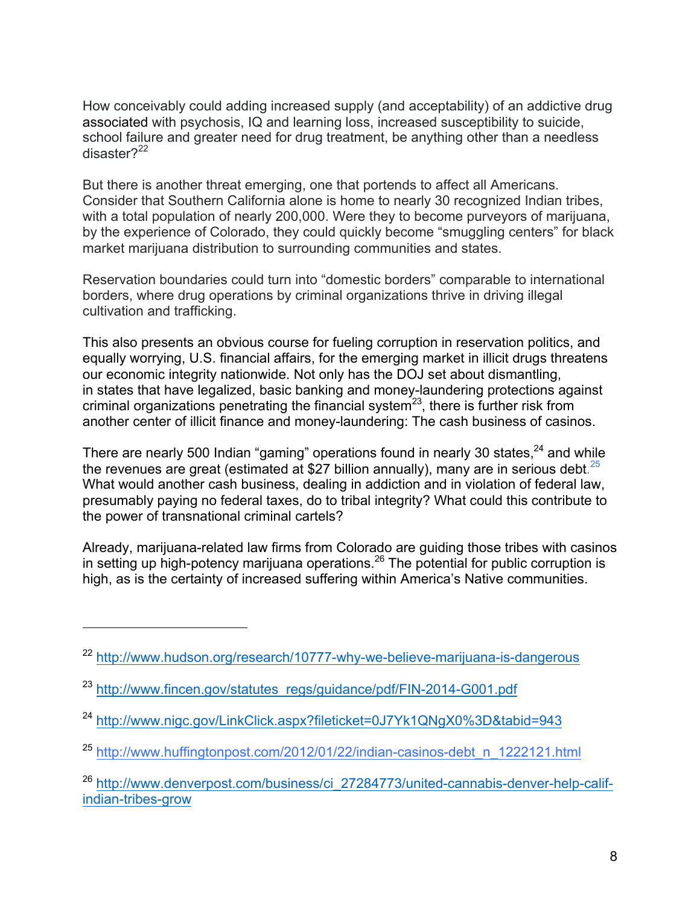How conceivably could adding increased supply (and acceptability) of an addictive drug associated with psychosis, IQ and learning loss, increased susceptibility to suicide, school failure and greater need for drug treatment, be anything other than a needless disaster?[22]

But there is another threat emerging, one that portends to affect all Americans. Consider that Southern California alone is home to nearly 30 recognized Indian tribes, with a total population of nearly 200,000. Were they to become purveyors of marijuana, by the experience of Colorado, they could quickly become "smuggling centers" for black market marijuana distribution to surrounding communities and states.

Reservation boundaries could turn into "domestic borders" comparable to international borders, where drug operations by criminal organizations thrive in driving illegal cultivation and trafficking.

This also presents an obvious course for fueling corruption in reservation politics, and equally worrying, U.S. financial affairs, for the emerging market in illicit drugs threatens our economic integrity nationwide. Not only has the DOJ set about dismantling, in states that have legalized, basic banking and money-laundering protections against criminal organizations penetrating the financial system[23], there is further risk from another center of illicit finance and money-laundering: The cash business of casinos.

There are nearly 500 Indian "gaming" operations found in nearly 30 states,[24] and while the revenues are great (estimated at $27 billion annually), many are in serious debt.[25] What would another cash business, dealing in addiction and in violation of federal law, presumably paying no federal taxes, do to tribal integrity? What could this contribute to the power of transnational criminal cartels?

Already, marijuana-related law firms from Colorado are guiding those tribes with casinos in setting up high-potency marijuana operations.[26] The potential for public corruption is high, as is the certainty of increased suffering within America's Native communities.

---

[22] http://www.hudson.org/research/10777-why-we-believe-marijuana-is-dangerous

[23] http://www.fincen.gov/statutes_regs/guidance/pdf/FIN-2014-G001.pdf

[24] http://www.nigc.gov/LinkClick.aspx?fileticket=0J7Yk1QNgX0%3D&tabid=943

[25] http://www.huffingtonpost.com/2012/01/22/indian-casinos-debt_n_1222121.html

[26] http://www.denverpost.com/business/ci_27284773/united-cannabis-denver-help-calif-indian-tribes-grow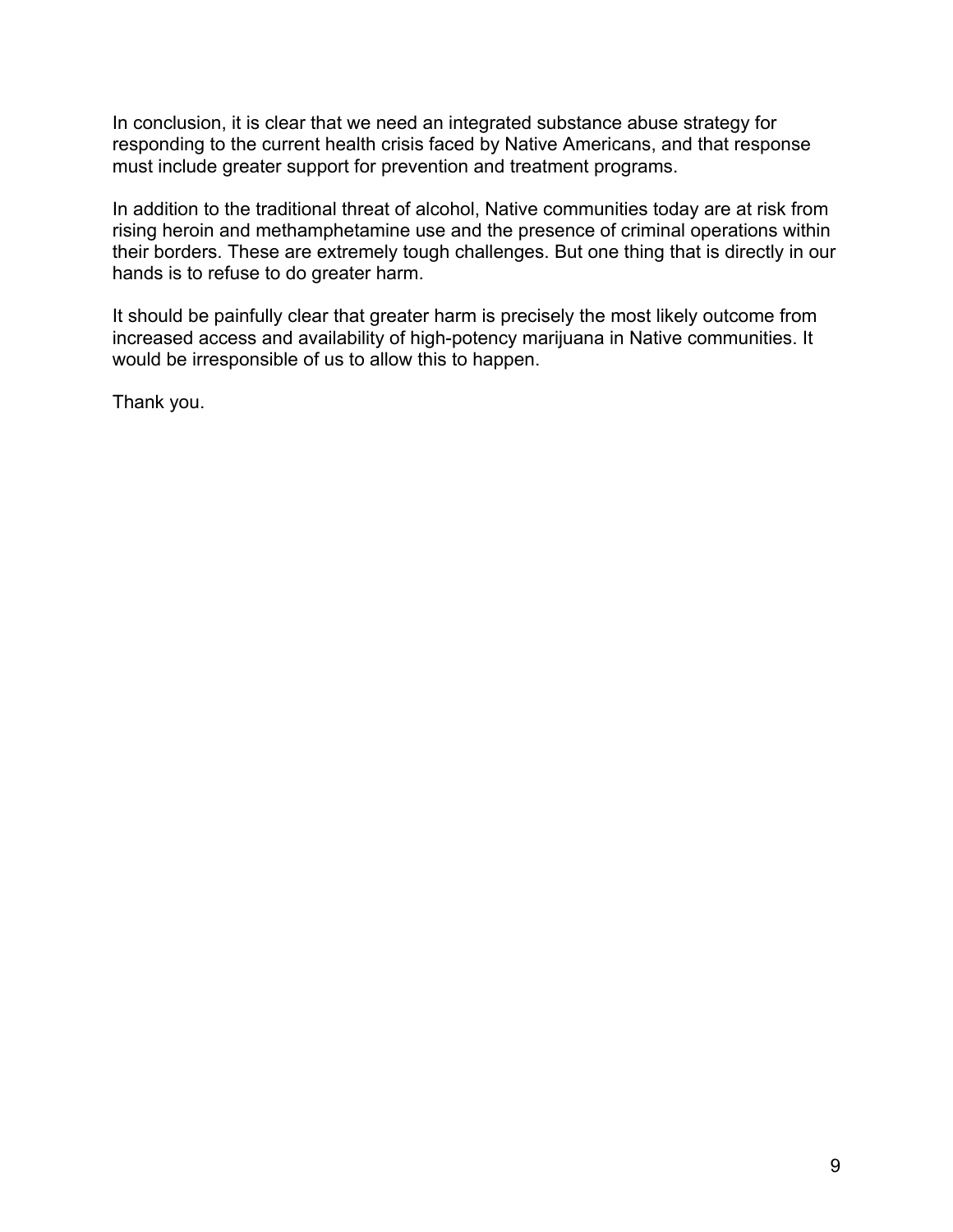In conclusion, it is clear that we need an integrated substance abuse strategy for responding to the current health crisis faced by Native Americans, and that response must include greater support for prevention and treatment programs.

In addition to the traditional threat of alcohol, Native communities today are at risk from rising heroin and methamphetamine use and the presence of criminal operations within their borders. These are extremely tough challenges. But one thing that is directly in our hands is to refuse to do greater harm.

It should be painfully clear that greater harm is precisely the most likely outcome from increased access and availability of high-potency marijuana in Native communities. It would be irresponsible of us to allow this to happen.

Thank you.